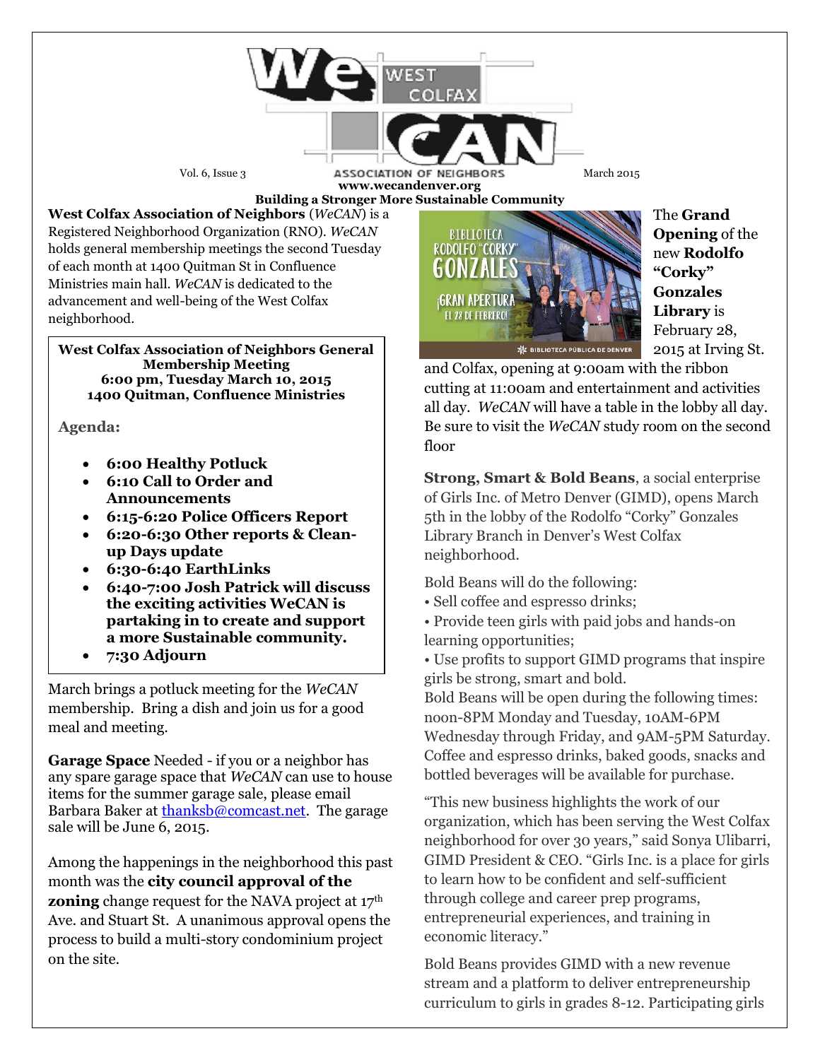# WeCAN — West Colfax Association of Neighbors

Vol. 6, Issue 3 — March 2015

www.wecandenver.org

**Building a Stronger More Sustainable Community**

**West Colfax Association of Neighbors** (*WeCAN*) is a Registered Neighborhood Organization (RNO). *WeCAN* holds general membership meetings the second Tuesday of each month at 1400 Quitman St in Confluence Ministries main hall. *WeCAN* is dedicated to the advancement and well-being of the West Colfax neighborhood.

**West Colfax Association of Neighbors General Membership Meeting**
**6:00 pm, Tuesday March 10, 2015**
**1400 Quitman, Confluence Ministries**

**Agenda:**

- **6:00 Healthy Potluck**
- **6:10 Call to Order and Announcements**
- **6:15-6:20 Police Officers Report**
- **6:20-6:30 Other reports & Clean-up Days update**
- **6:30-6:40 EarthLinks**
- **6:40-7:00 Josh Patrick will discuss the exciting activities WeCAN is partaking in to create and support a more Sustainable community.**
- **7:30 Adjourn**

March brings a potluck meeting for the *WeCAN* membership. Bring a dish and join us for a good meal and meeting.

**Garage Space** Needed - if you or a neighbor has any spare garage space that *WeCAN* can use to house items for the summer garage sale, please email Barbara Baker at thanksb@comcast.net. The garage sale will be June 6, 2015.

Among the happenings in the neighborhood this past month was the **city council approval of the zoning** change request for the NAVA project at 17th Ave. and Stuart St. A unanimous approval opens the process to build a multi-story condominium project on the site.

BIBLIOTECA RODOLFO "CORKY" GONZALES ¡GRAN APERTURA EL 28 DE FEBRERO! BIBLIOTECA PÚBLICA DE DENVER

The **Grand Opening** of the new **Rodolfo "Corky" Gonzales Library** is February 28, 2015 at Irving St. and Colfax, opening at 9:00am with the ribbon cutting at 11:00am and entertainment and activities all day. *WeCAN* will have a table in the lobby all day. Be sure to visit the *WeCAN* study room on the second floor

**Strong, Smart & Bold Beans**, a social enterprise of Girls Inc. of Metro Denver (GIMD), opens March 5th in the lobby of the Rodolfo "Corky" Gonzales Library Branch in Denver's West Colfax neighborhood.

Bold Beans will do the following:

- Sell coffee and espresso drinks;
- Provide teen girls with paid jobs and hands-on learning opportunities;
- Use profits to support GIMD programs that inspire girls be strong, smart and bold.

Bold Beans will be open during the following times: noon-8PM Monday and Tuesday, 10AM-6PM Wednesday through Friday, and 9AM-5PM Saturday. Coffee and espresso drinks, baked goods, snacks and bottled beverages will be available for purchase.

"This new business highlights the work of our organization, which has been serving the West Colfax neighborhood for over 30 years," said Sonya Ulibarri, GIMD President & CEO. "Girls Inc. is a place for girls to learn how to be confident and self-sufficient through college and career prep programs, entrepreneurial experiences, and training in economic literacy."

Bold Beans provides GIMD with a new revenue stream and a platform to deliver entrepreneurship curriculum to girls in grades 8-12. Participating girls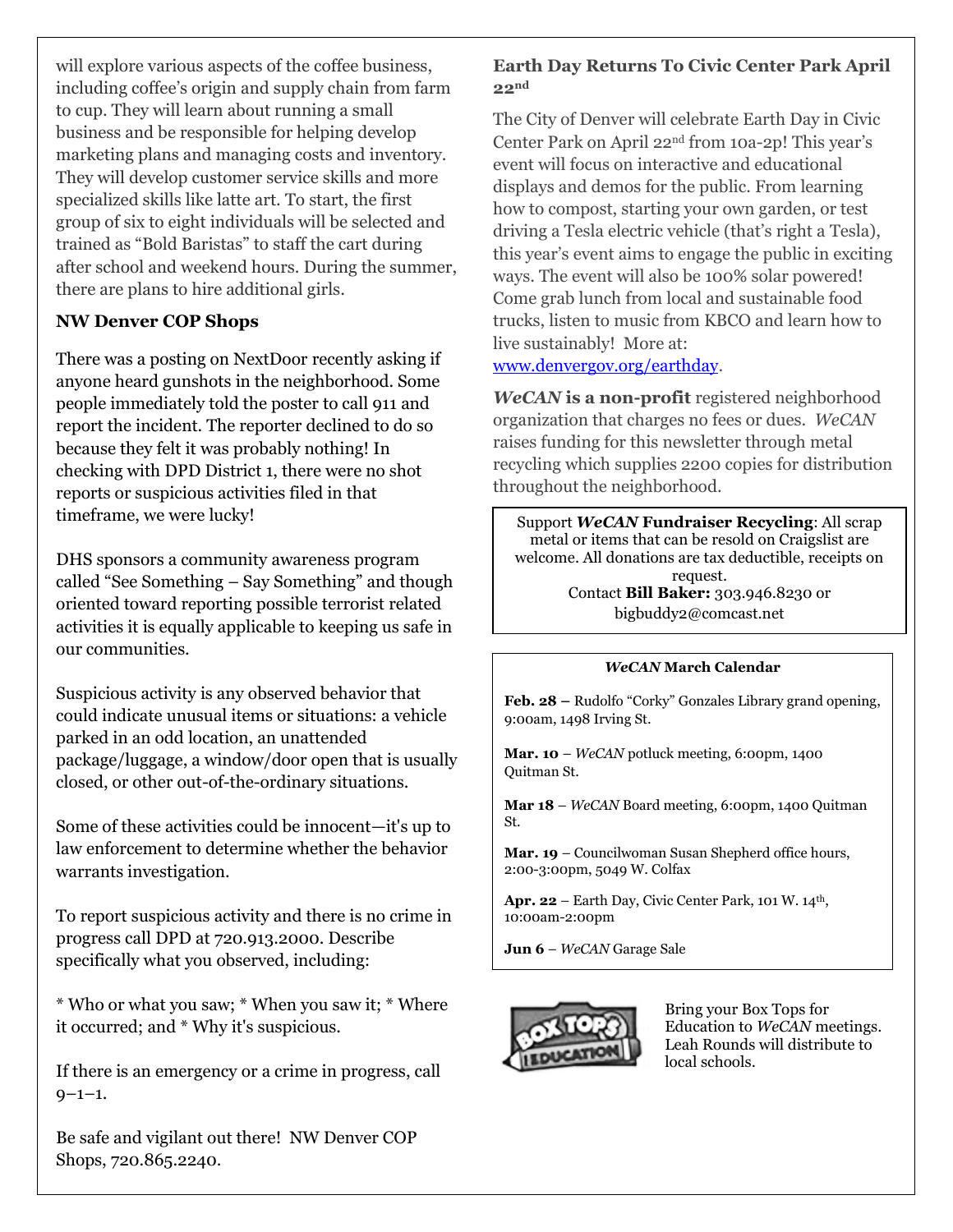will explore various aspects of the coffee business, including coffee's origin and supply chain from farm to cup. They will learn about running a small business and be responsible for helping develop marketing plans and managing costs and inventory. They will develop customer service skills and more specialized skills like latte art. To start, the first group of six to eight individuals will be selected and trained as "Bold Baristas" to staff the cart during after school and weekend hours. During the summer, there are plans to hire additional girls.

**NW Denver COP Shops**

There was a posting on NextDoor recently asking if anyone heard gunshots in the neighborhood. Some people immediately told the poster to call 911 and report the incident. The reporter declined to do so because they felt it was probably nothing! In checking with DPD District 1, there were no shot reports or suspicious activities filed in that timeframe, we were lucky!

DHS sponsors a community awareness program called "See Something – Say Something" and though oriented toward reporting possible terrorist related activities it is equally applicable to keeping us safe in our communities.

Suspicious activity is any observed behavior that could indicate unusual items or situations: a vehicle parked in an odd location, an unattended package/luggage, a window/door open that is usually closed, or other out-of-the-ordinary situations.

Some of these activities could be innocent—it's up to law enforcement to determine whether the behavior warrants investigation.

To report suspicious activity and there is no crime in progress call DPD at 720.913.2000. Describe specifically what you observed, including:

* Who or what you saw; * When you saw it; * Where it occurred; and * Why it's suspicious.

If there is an emergency or a crime in progress, call 9–1–1.

Be safe and vigilant out there! NW Denver COP Shops, 720.865.2240.

**Earth Day Returns To Civic Center Park April 22nd**

The City of Denver will celebrate Earth Day in Civic Center Park on April 22nd from 10a-2p! This year's event will focus on interactive and educational displays and demos for the public. From learning how to compost, starting your own garden, or test driving a Tesla electric vehicle (that's right a Tesla), this year's event aims to engage the public in exciting ways. The event will also be 100% solar powered! Come grab lunch from local and sustainable food trucks, listen to music from KBCO and learn how to live sustainably! More at: www.denvergov.org/earthday.

***WeCAN* is a non-profit** registered neighborhood organization that charges no fees or dues. *WeCAN* raises funding for this newsletter through metal recycling which supplies 2200 copies for distribution throughout the neighborhood.

Support ***WeCAN* Fundraiser Recycling**: All scrap metal or items that can be resold on Craigslist are welcome. All donations are tax deductible, receipts on request.
Contact **Bill Baker:** 303.946.8230 or bigbuddy2@comcast.net

***WeCAN* March Calendar**

**Feb. 28 –** Rudolfo "Corky" Gonzales Library grand opening, 9:00am, 1498 Irving St.

**Mar. 10** – *WeCAN* potluck meeting, 6:00pm, 1400 Quitman St.

**Mar 18** – *WeCAN* Board meeting, 6:00pm, 1400 Quitman St.

**Mar. 19** – Councilwoman Susan Shepherd office hours, 2:00-3:00pm, 5049 W. Colfax

**Apr. 22** – Earth Day, Civic Center Park, 101 W. 14th, 10:00am-2:00pm

**Jun 6** – *WeCAN* Garage Sale

Bring your Box Tops for Education to *WeCAN* meetings. Leah Rounds will distribute to local schools.